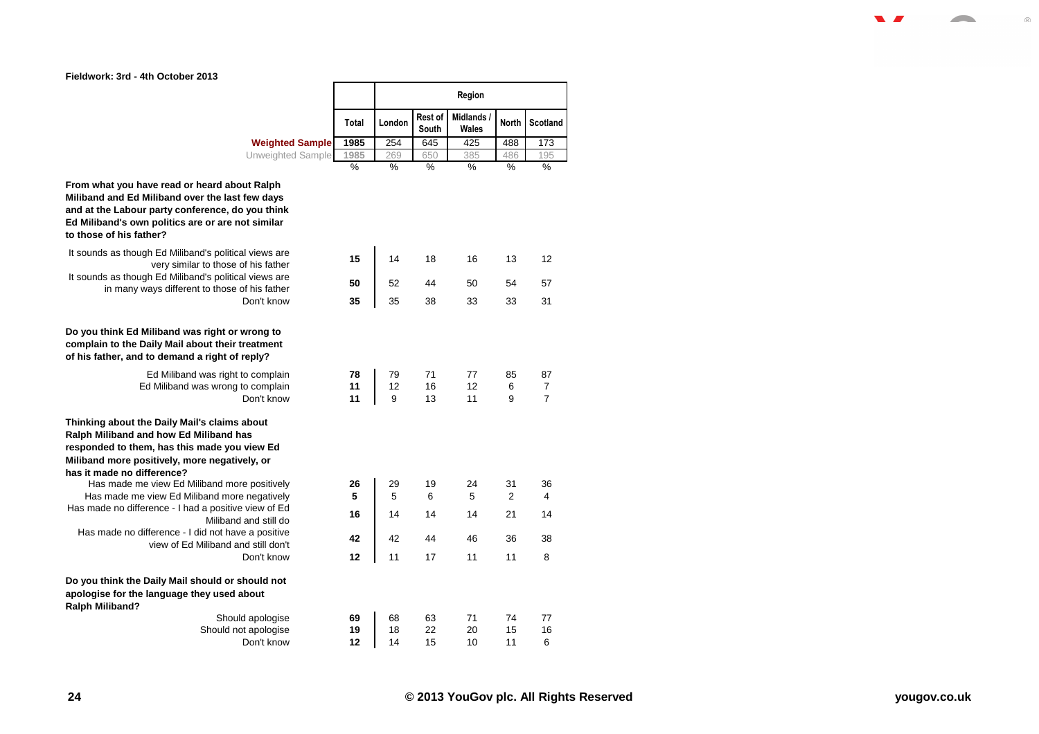Fieldwork: 3rd - 4th October 2013

| | Total | Region | | | | |
|---|---|---|---|---|---|---|
| | | London | Rest of South | Midlands / Wales | North | Scotland |
| **Weighted Sample** | 1985 | 254 | 645 | 425 | 488 | 173 |
| Unweighted Sample | 1985 | 269 | 650 | 385 | 486 | 195 |
| | % | % | % | % | % | % |
| **From what you have read or heard about Ralph Miliband and Ed Miliband over the last few days and at the Labour party conference, do you think Ed Miliband's own politics are or are not similar to those of his father?** | | | | | | |
| It sounds as though Ed Miliband's political views are very similar to those of his father | 15 | 14 | 18 | 16 | 13 | 12 |
| It sounds as though Ed Miliband's political views are in many ways different to those of his father | 50 | 52 | 44 | 50 | 54 | 57 |
| Don't know | 35 | 35 | 38 | 33 | 33 | 31 |
| **Do you think Ed Miliband was right or wrong to complain to the Daily Mail about their treatment of his father, and to demand a right of reply?** | | | | | | |
| Ed Miliband was right to complain | 78 | 79 | 71 | 77 | 85 | 87 |
| Ed Miliband was wrong to complain | 11 | 12 | 16 | 12 | 6 | 7 |
| Don't know | 11 | 9 | 13 | 11 | 9 | 7 |
| **Thinking about the Daily Mail's claims about Ralph Miliband and how Ed Miliband has responded to them, has this made you view Ed Miliband more positively, more negatively, or has it made no difference?** | | | | | | |
| Has made me view Ed Miliband more positively | 26 | 29 | 19 | 24 | 31 | 36 |
| Has made me view Ed Miliband more negatively | 5 | 5 | 6 | 5 | 2 | 4 |
| Has made no difference - I had a positive view of Ed Miliband and still do | 16 | 14 | 14 | 14 | 21 | 14 |
| Has made no difference - I did not have a positive view of Ed Miliband and still don't | 42 | 42 | 44 | 46 | 36 | 38 |
| Don't know | 12 | 11 | 17 | 11 | 11 | 8 |
| **Do you think the Daily Mail should or should not apologise for the language they used about Ralph Miliband?** | | | | | | |
| Should apologise | 69 | 68 | 63 | 71 | 74 | 77 |
| Should not apologise | 19 | 18 | 22 | 20 | 15 | 16 |
| Don't know | 12 | 14 | 15 | 10 | 11 | 6 |

© 2013 YouGov plc. All Rights Reserved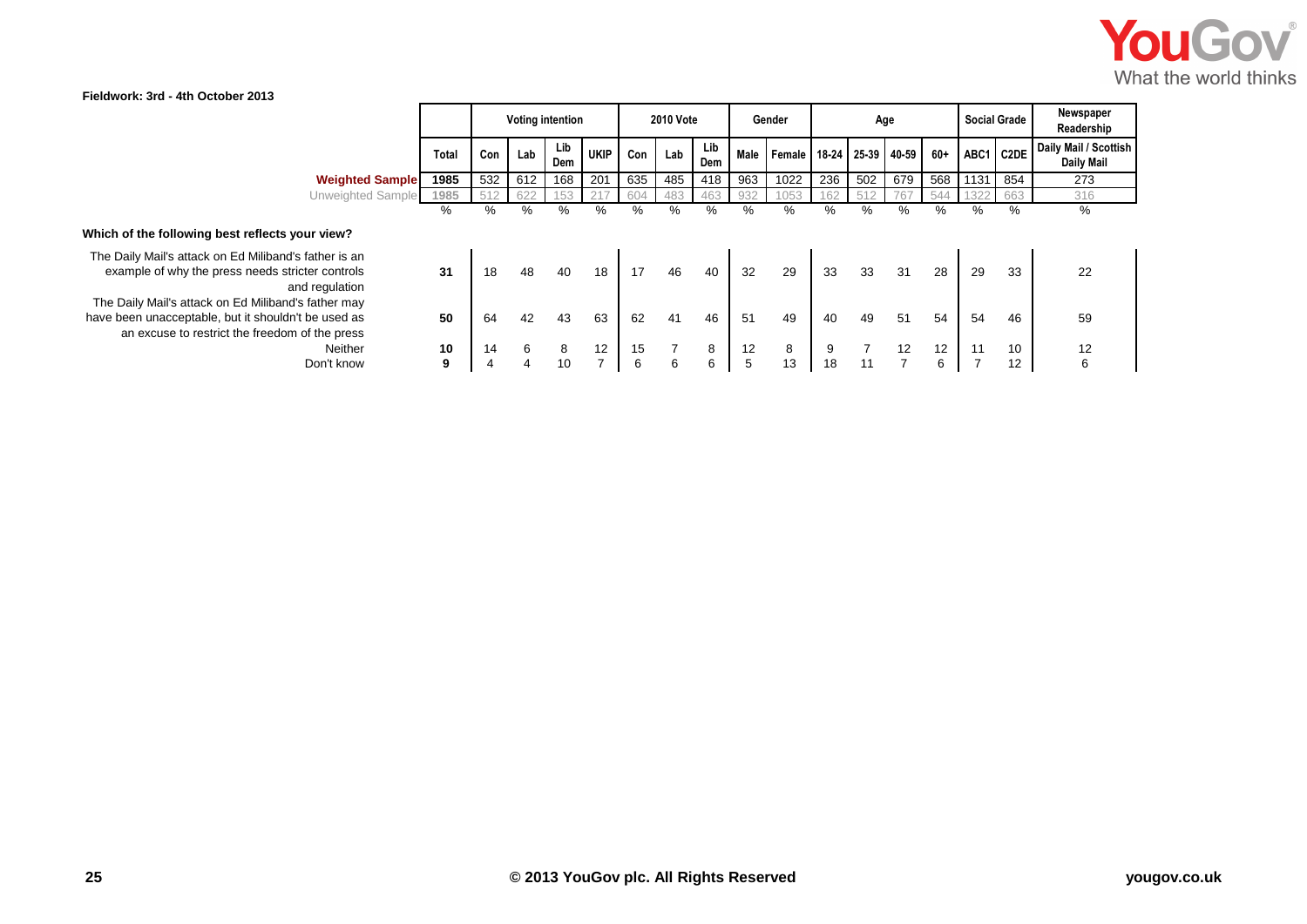Fieldwork: 3rd - 4th October 2013

| | Total | Voting intention | | | | 2010 Vote | | | Gender | | Age | | | | Social Grade | | Newspaper Readership |
|---|---|---|---|---|---|---|---|---|---|---|---|---|---|---|---|---|---|
| | | Con | Lab | Lib Dem | UKIP | Con | Lab | Lib Dem | Male | Female | 18-24 | 25-39 | 40-59 | 60+ | ABC1 | C2DE | Daily Mail / Scottish Daily Mail |
| **Weighted Sample** | 1985 | 532 | 612 | 168 | 201 | 635 | 485 | 418 | 963 | 1022 | 236 | 502 | 679 | 568 | 1131 | 854 | 273 |
| Unweighted Sample | 1985 | 512 | 622 | 153 | 217 | 604 | 483 | 463 | 932 | 1053 | 162 | 512 | 767 | 544 | 1322 | 663 | 316 |
| | % | % | % | % | % | % | % | % | % | % | % | % | % | % | % | % | % |
| **Which of the following best reflects your view?** | | | | | | | | | | | | | | | | | |
| The Daily Mail's attack on Ed Miliband's father is an example of why the press needs stricter controls and regulation | 31 | 18 | 48 | 40 | 18 | 17 | 46 | 40 | 32 | 29 | 33 | 33 | 31 | 28 | 29 | 33 | 22 |
| The Daily Mail's attack on Ed Miliband's father may have been unacceptable, but it shouldn't be used as an excuse to restrict the freedom of the press | 50 | 64 | 42 | 43 | 63 | 62 | 41 | 46 | 51 | 49 | 40 | 49 | 51 | 54 | 54 | 46 | 59 |
| Neither | 10 | 14 | 6 | 8 | 12 | 15 | 7 | 8 | 12 | 8 | 9 | 7 | 12 | 12 | 11 | 10 | 12 |
| Don't know | 9 | 4 | 4 | 10 | 7 | 6 | 6 | 6 | 5 | 13 | 18 | 11 | 7 | 6 | 7 | 12 | 6 |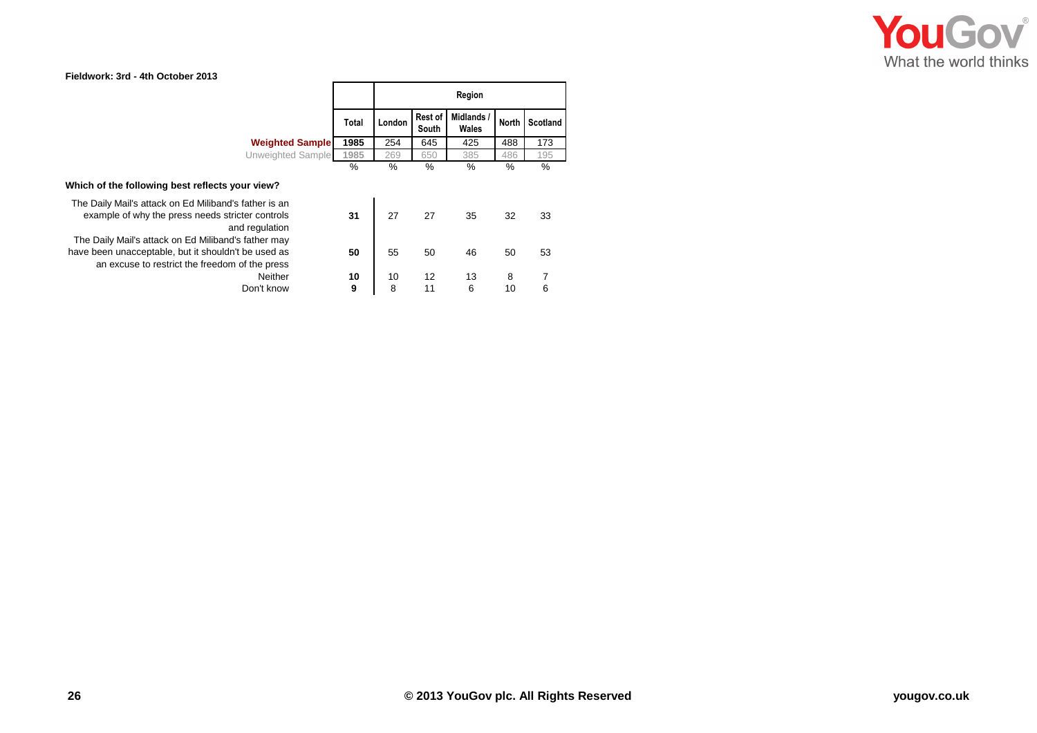Fieldwork: 3rd - 4th October 2013

| | Total | Region | | | | |
|---|---|---|---|---|---|---|
| | | London | Rest of South | Midlands / Wales | North | Scotland |
| **Weighted Sample** | **1985** | 254 | 645 | 425 | 488 | 173 |
| Unweighted Sample | 1985 | 269 | 650 | 385 | 486 | 195 |
| | % | % | % | % | % | % |
| **Which of the following best reflects your view?** | | | | | | |
| The Daily Mail's attack on Ed Miliband's father is an example of why the press needs stricter controls and regulation | **31** | 27 | 27 | 35 | 32 | 33 |
| The Daily Mail's attack on Ed Miliband's father may have been unacceptable, but it shouldn't be used as an excuse to restrict the freedom of the press | **50** | 55 | 50 | 46 | 50 | 53 |
| Neither | **10** | 10 | 12 | 13 | 8 | 7 |
| Don't know | **9** | 8 | 11 | 6 | 10 | 6 |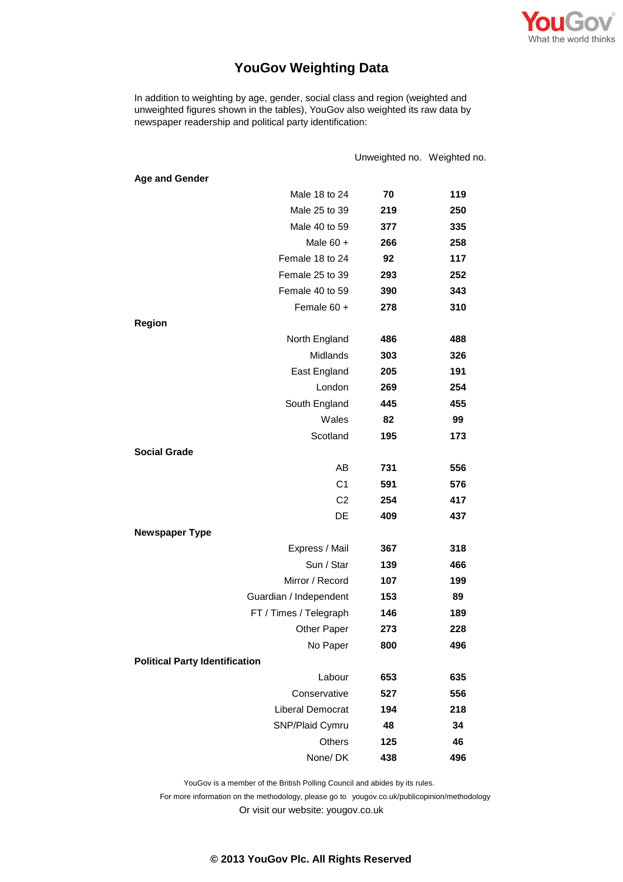# YouGov Weighting Data

In addition to weighting by age, gender, social class and region (weighted and unweighted figures shown in the tables), YouGov also weighted its raw data by newspaper readership and political party identification:

| | | Unweighted no. | Weighted no. |
|---|---|---|---|
| **Age and Gender** | | | |
| | Male 18 to 24 | **70** | **119** |
| | Male 25 to 39 | **219** | **250** |
| | Male 40 to 59 | **377** | **335** |
| | Male 60 + | **266** | **258** |
| | Female 18 to 24 | **92** | **117** |
| | Female 25 to 39 | **293** | **252** |
| | Female 40 to 59 | **390** | **343** |
| | Female 60 + | **278** | **310** |
| **Region** | | | |
| | North England | **486** | **488** |
| | Midlands | **303** | **326** |
| | East England | **205** | **191** |
| | London | **269** | **254** |
| | South England | **445** | **455** |
| | Wales | **82** | **99** |
| | Scotland | **195** | **173** |
| **Social Grade** | | | |
| | AB | **731** | **556** |
| | C1 | **591** | **576** |
| | C2 | **254** | **417** |
| | DE | **409** | **437** |
| **Newspaper Type** | | | |
| | Express / Mail | **367** | **318** |
| | Sun / Star | **139** | **466** |
| | Mirror / Record | **107** | **199** |
| | Guardian / Independent | **153** | **89** |
| | FT / Times / Telegraph | **146** | **189** |
| | Other Paper | **273** | **228** |
| | No Paper | **800** | **496** |
| **Political Party Identification** | | | |
| | Labour | **653** | **635** |
| | Conservative | **527** | **556** |
| | Liberal Democrat | **194** | **218** |
| | SNP/Plaid Cymru | **48** | **34** |
| | Others | **125** | **46** |
| | None/ DK | **438** | **496** |

YouGov is a member of the British Polling Council and abides by its rules.

For more information on the methodology, please go to yougov.co.uk/publicopinion/methodology

Or visit our website: yougov.co.uk

**© 2013 YouGov Plc. All Rights Reserved**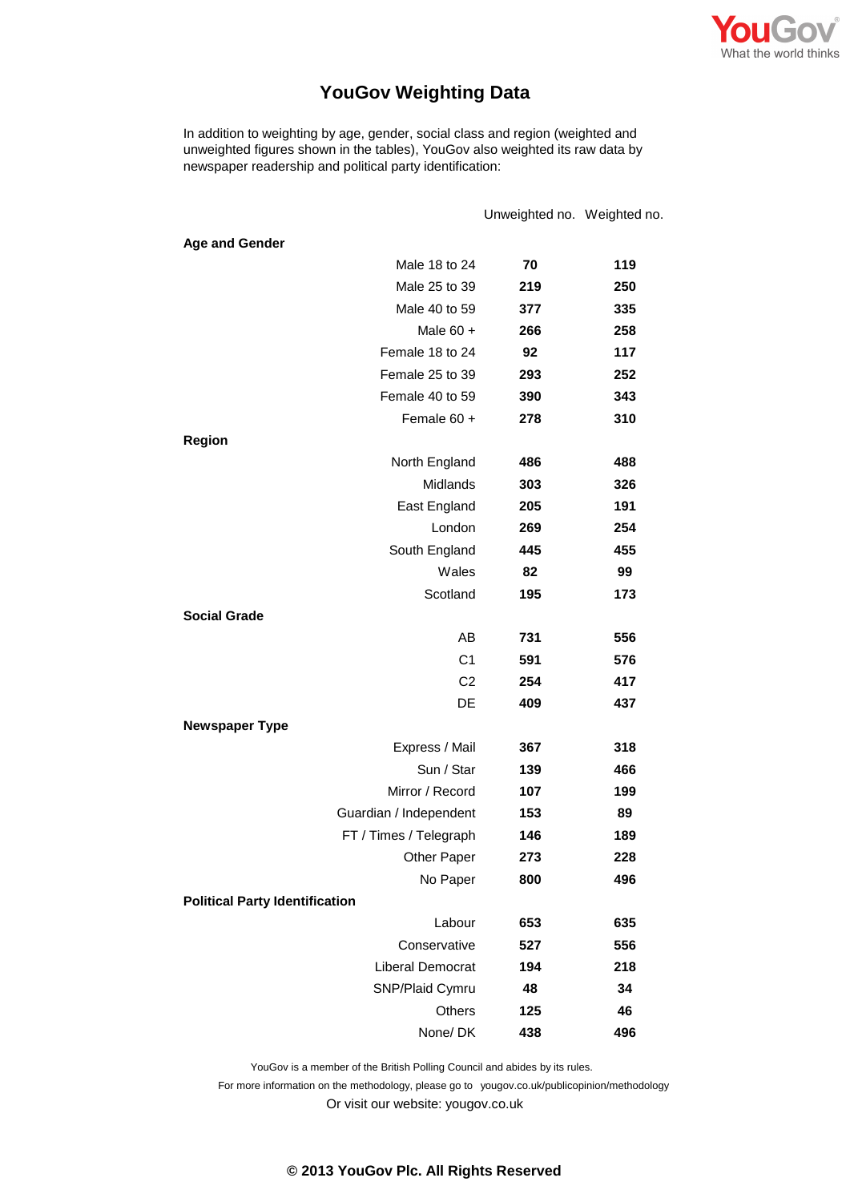# YouGov Weighting Data

In addition to weighting by age, gender, social class and region (weighted and unweighted figures shown in the tables), YouGov also weighted its raw data by newspaper readership and political party identification:

| | | Unweighted no. | Weighted no. |
|---|---|---|---|
| **Age and Gender** | | | |
| | Male 18 to 24 | **70** | **119** |
| | Male 25 to 39 | **219** | **250** |
| | Male 40 to 59 | **377** | **335** |
| | Male 60 + | **266** | **258** |
| | Female 18 to 24 | **92** | **117** |
| | Female 25 to 39 | **293** | **252** |
| | Female 40 to 59 | **390** | **343** |
| | Female 60 + | **278** | **310** |
| **Region** | | | |
| | North England | **486** | **488** |
| | Midlands | **303** | **326** |
| | East England | **205** | **191** |
| | London | **269** | **254** |
| | South England | **445** | **455** |
| | Wales | **82** | **99** |
| | Scotland | **195** | **173** |
| **Social Grade** | | | |
| | AB | **731** | **556** |
| | C1 | **591** | **576** |
| | C2 | **254** | **417** |
| | DE | **409** | **437** |
| **Newspaper Type** | | | |
| | Express / Mail | **367** | **318** |
| | Sun / Star | **139** | **466** |
| | Mirror / Record | **107** | **199** |
| | Guardian / Independent | **153** | **89** |
| | FT / Times / Telegraph | **146** | **189** |
| | Other Paper | **273** | **228** |
| | No Paper | **800** | **496** |
| **Political Party Identification** | | | |
| | Labour | **653** | **635** |
| | Conservative | **527** | **556** |
| | Liberal Democrat | **194** | **218** |
| | SNP/Plaid Cymru | **48** | **34** |
| | Others | **125** | **46** |
| | None/ DK | **438** | **496** |

YouGov is a member of the British Polling Council and abides by its rules.

For more information on the methodology, please go to yougov.co.uk/publicopinion/methodology

Or visit our website: yougov.co.uk

**© 2013 YouGov Plc. All Rights Reserved**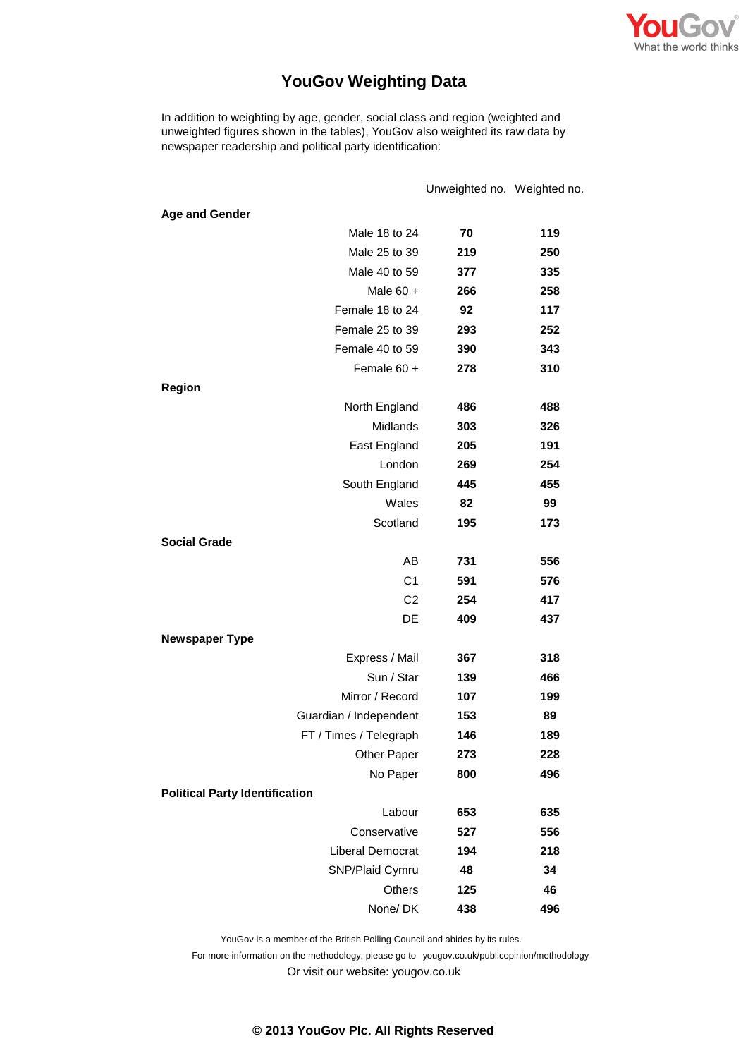# YouGov Weighting Data

In addition to weighting by age, gender, social class and region (weighted and unweighted figures shown in the tables), YouGov also weighted its raw data by newspaper readership and political party identification:

| | Unweighted no. | Weighted no. |
|---|---|---|
| **Age and Gender** | | |
| Male 18 to 24 | **70** | **119** |
| Male 25 to 39 | **219** | **250** |
| Male 40 to 59 | **377** | **335** |
| Male 60 + | **266** | **258** |
| Female 18 to 24 | **92** | **117** |
| Female 25 to 39 | **293** | **252** |
| Female 40 to 59 | **390** | **343** |
| Female 60 + | **278** | **310** |
| **Region** | | |
| North England | **486** | **488** |
| Midlands | **303** | **326** |
| East England | **205** | **191** |
| London | **269** | **254** |
| South England | **445** | **455** |
| Wales | **82** | **99** |
| Scotland | **195** | **173** |
| **Social Grade** | | |
| AB | **731** | **556** |
| C1 | **591** | **576** |
| C2 | **254** | **417** |
| DE | **409** | **437** |
| **Newspaper Type** | | |
| Express / Mail | **367** | **318** |
| Sun / Star | **139** | **466** |
| Mirror / Record | **107** | **199** |
| Guardian / Independent | **153** | **89** |
| FT / Times / Telegraph | **146** | **189** |
| Other Paper | **273** | **228** |
| No Paper | **800** | **496** |
| **Political Party Identification** | | |
| Labour | **653** | **635** |
| Conservative | **527** | **556** |
| Liberal Democrat | **194** | **218** |
| SNP/Plaid Cymru | **48** | **34** |
| Others | **125** | **46** |
| None/ DK | **438** | **496** |

YouGov is a member of the British Polling Council and abides by its rules.

For more information on the methodology, please go to yougov.co.uk/publicopinion/methodology

Or visit our website: yougov.co.uk

**© 2013 YouGov Plc. All Rights Reserved**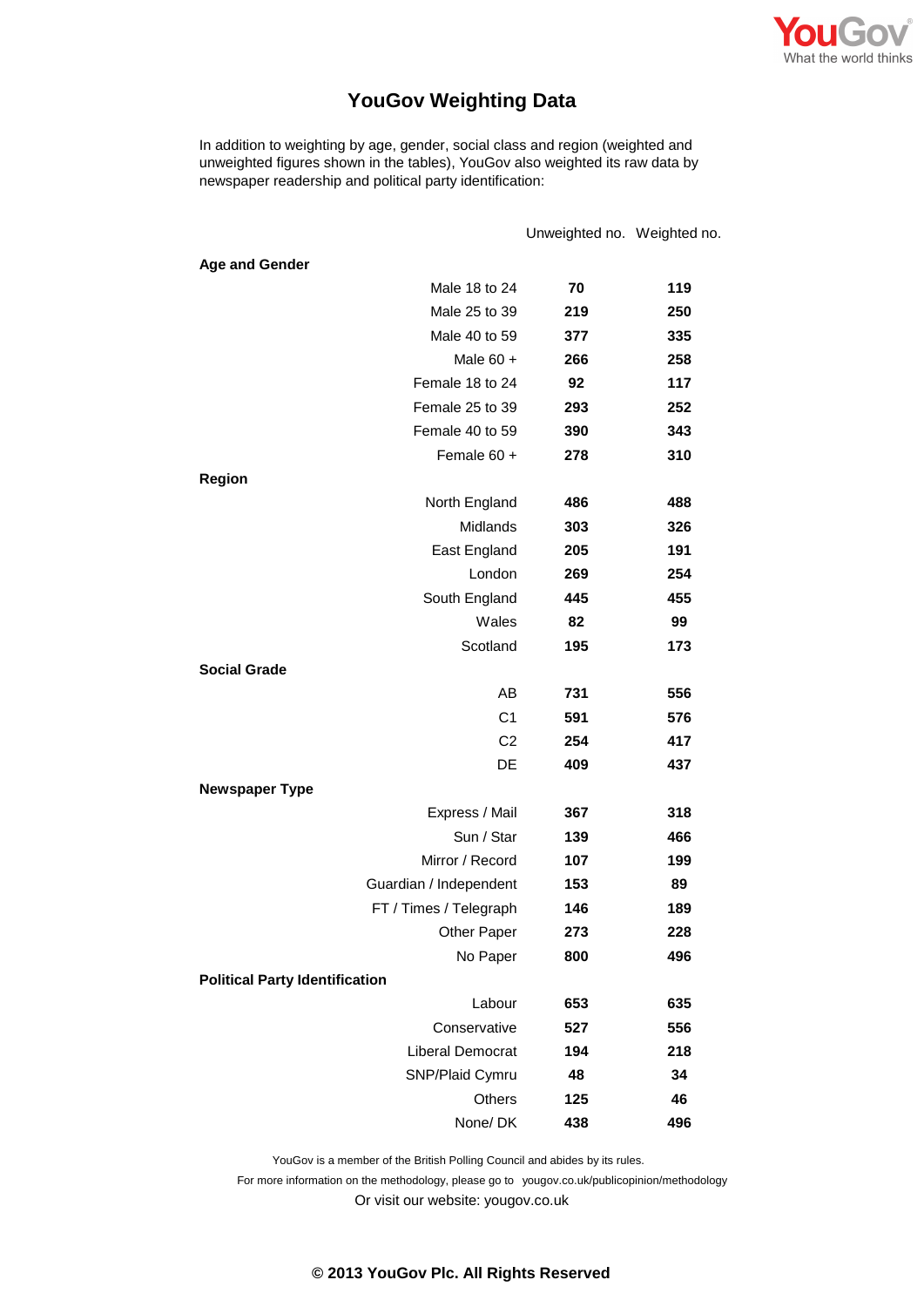# YouGov Weighting Data

In addition to weighting by age, gender, social class and region (weighted and unweighted figures shown in the tables), YouGov also weighted its raw data by newspaper readership and political party identification:

| | | Unweighted no. | Weighted no. |
|---|---|---|---|
| **Age and Gender** | | | |
| | Male 18 to 24 | **70** | **119** |
| | Male 25 to 39 | **219** | **250** |
| | Male 40 to 59 | **377** | **335** |
| | Male 60 + | **266** | **258** |
| | Female 18 to 24 | **92** | **117** |
| | Female 25 to 39 | **293** | **252** |
| | Female 40 to 59 | **390** | **343** |
| | Female 60 + | **278** | **310** |
| **Region** | | | |
| | North England | **486** | **488** |
| | Midlands | **303** | **326** |
| | East England | **205** | **191** |
| | London | **269** | **254** |
| | South England | **445** | **455** |
| | Wales | **82** | **99** |
| | Scotland | **195** | **173** |
| **Social Grade** | | | |
| | AB | **731** | **556** |
| | C1 | **591** | **576** |
| | C2 | **254** | **417** |
| | DE | **409** | **437** |
| **Newspaper Type** | | | |
| | Express / Mail | **367** | **318** |
| | Sun / Star | **139** | **466** |
| | Mirror / Record | **107** | **199** |
| | Guardian / Independent | **153** | **89** |
| | FT / Times / Telegraph | **146** | **189** |
| | Other Paper | **273** | **228** |
| | No Paper | **800** | **496** |
| **Political Party Identification** | | | |
| | Labour | **653** | **635** |
| | Conservative | **527** | **556** |
| | Liberal Democrat | **194** | **218** |
| | SNP/Plaid Cymru | **48** | **34** |
| | Others | **125** | **46** |
| | None/ DK | **438** | **496** |

YouGov is a member of the British Polling Council and abides by its rules.

For more information on the methodology, please go to yougov.co.uk/publicopinion/methodology

Or visit our website: yougov.co.uk

**© 2013 YouGov Plc. All Rights Reserved**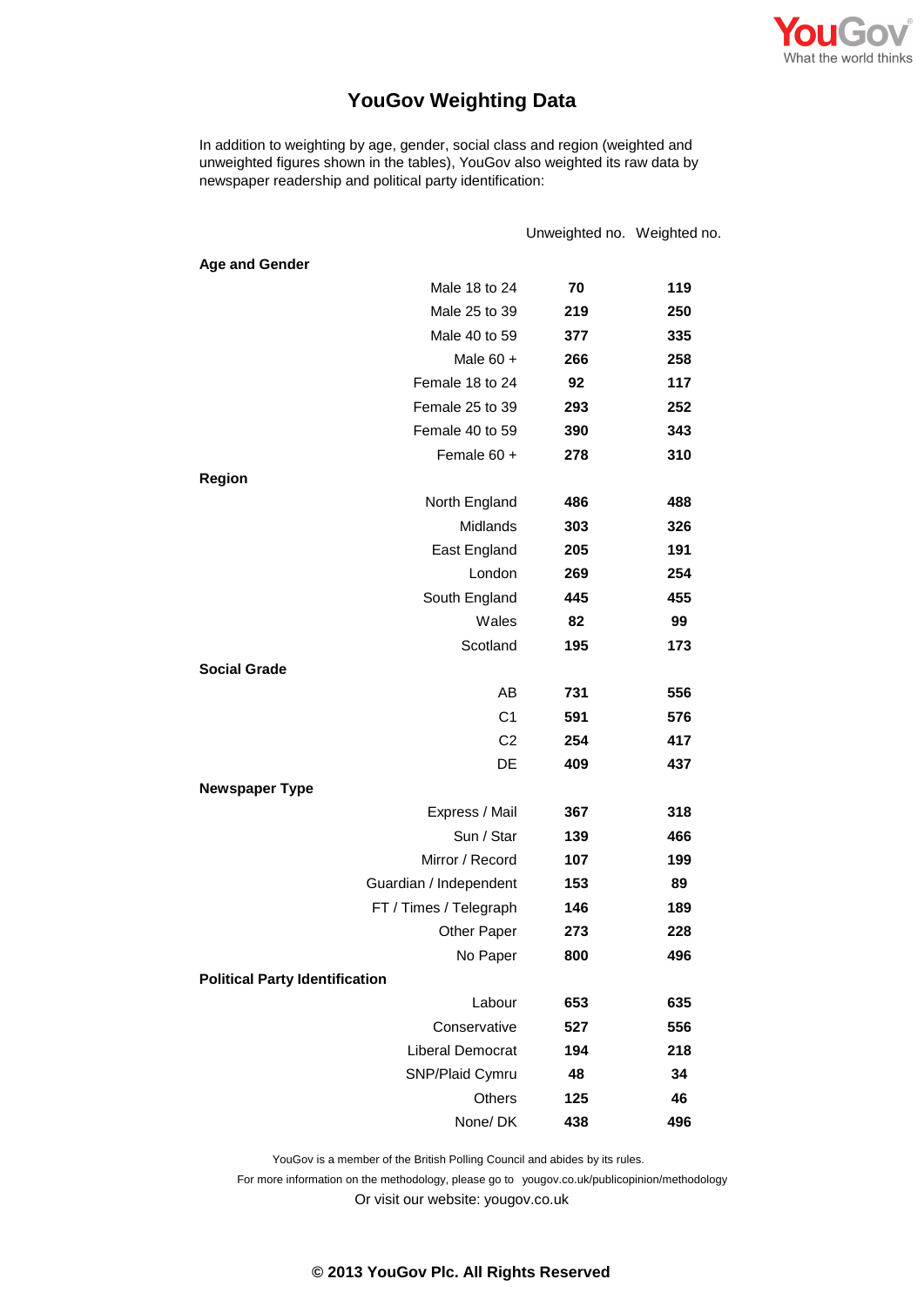# YouGov Weighting Data

In addition to weighting by age, gender, social class and region (weighted and unweighted figures shown in the tables), YouGov also weighted its raw data by newspaper readership and political party identification:

| | Unweighted no. | Weighted no. |
|---|---|---|
| **Age and Gender** | | |
| Male 18 to 24 | **70** | **119** |
| Male 25 to 39 | **219** | **250** |
| Male 40 to 59 | **377** | **335** |
| Male 60 + | **266** | **258** |
| Female 18 to 24 | **92** | **117** |
| Female 25 to 39 | **293** | **252** |
| Female 40 to 59 | **390** | **343** |
| Female 60 + | **278** | **310** |
| **Region** | | |
| North England | **486** | **488** |
| Midlands | **303** | **326** |
| East England | **205** | **191** |
| London | **269** | **254** |
| South England | **445** | **455** |
| Wales | **82** | **99** |
| Scotland | **195** | **173** |
| **Social Grade** | | |
| AB | **731** | **556** |
| C1 | **591** | **576** |
| C2 | **254** | **417** |
| DE | **409** | **437** |
| **Newspaper Type** | | |
| Express / Mail | **367** | **318** |
| Sun / Star | **139** | **466** |
| Mirror / Record | **107** | **199** |
| Guardian / Independent | **153** | **89** |
| FT / Times / Telegraph | **146** | **189** |
| Other Paper | **273** | **228** |
| No Paper | **800** | **496** |
| **Political Party Identification** | | |
| Labour | **653** | **635** |
| Conservative | **527** | **556** |
| Liberal Democrat | **194** | **218** |
| SNP/Plaid Cymru | **48** | **34** |
| Others | **125** | **46** |
| None/ DK | **438** | **496** |

YouGov is a member of the British Polling Council and abides by its rules.

For more information on the methodology, please go to yougov.co.uk/publicopinion/methodology

Or visit our website: yougov.co.uk

**© 2013 YouGov Plc. All Rights Reserved**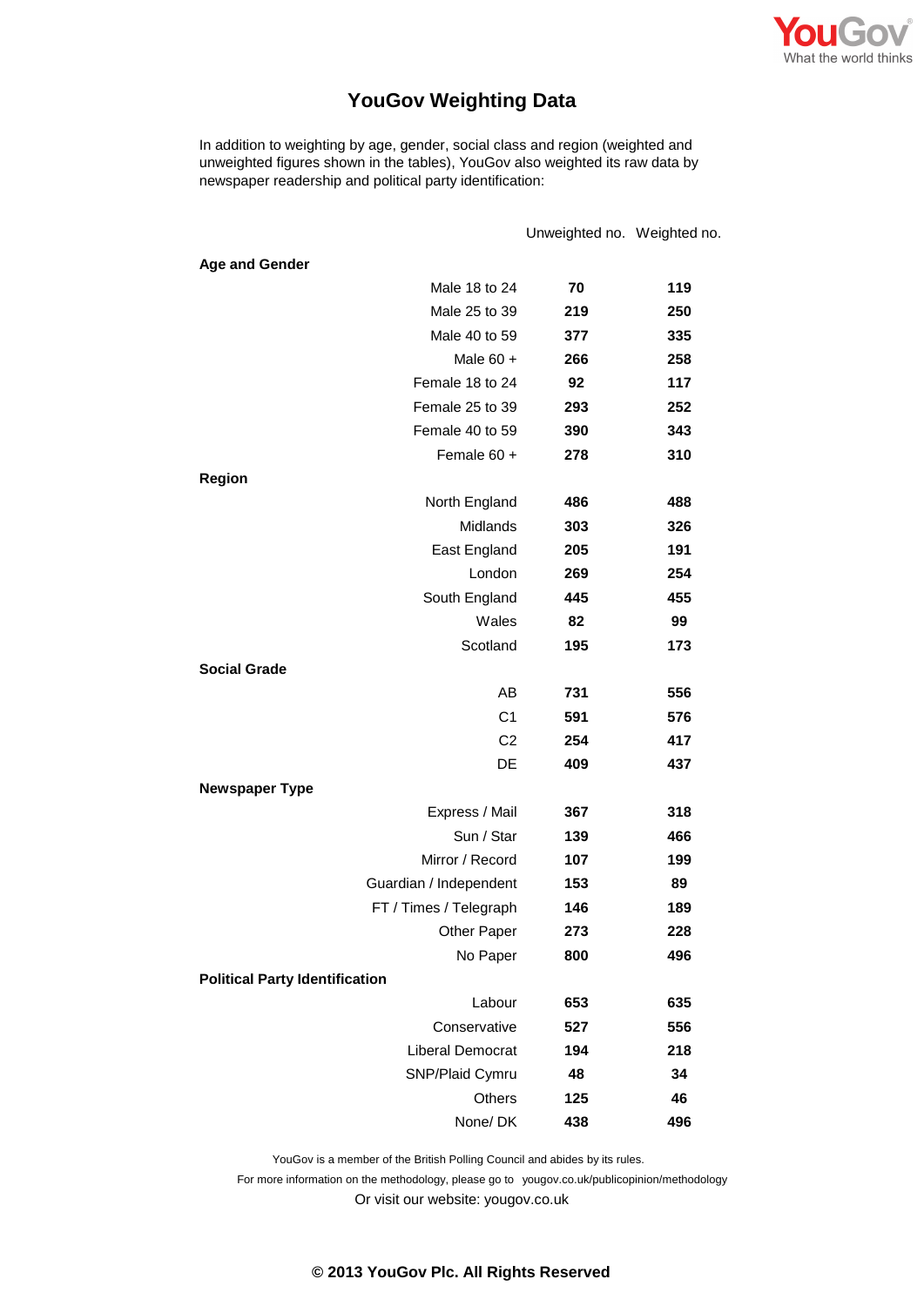# YouGov Weighting Data

In addition to weighting by age, gender, social class and region (weighted and unweighted figures shown in the tables), YouGov also weighted its raw data by newspaper readership and political party identification:

| | | Unweighted no. | Weighted no. |
|---|---|---|---|
| **Age and Gender** | | | |
| | Male 18 to 24 | **70** | **119** |
| | Male 25 to 39 | **219** | **250** |
| | Male 40 to 59 | **377** | **335** |
| | Male 60 + | **266** | **258** |
| | Female 18 to 24 | **92** | **117** |
| | Female 25 to 39 | **293** | **252** |
| | Female 40 to 59 | **390** | **343** |
| | Female 60 + | **278** | **310** |
| **Region** | | | |
| | North England | **486** | **488** |
| | Midlands | **303** | **326** |
| | East England | **205** | **191** |
| | London | **269** | **254** |
| | South England | **445** | **455** |
| | Wales | **82** | **99** |
| | Scotland | **195** | **173** |
| **Social Grade** | | | |
| | AB | **731** | **556** |
| | C1 | **591** | **576** |
| | C2 | **254** | **417** |
| | DE | **409** | **437** |
| **Newspaper Type** | | | |
| | Express / Mail | **367** | **318** |
| | Sun / Star | **139** | **466** |
| | Mirror / Record | **107** | **199** |
| | Guardian / Independent | **153** | **89** |
| | FT / Times / Telegraph | **146** | **189** |
| | Other Paper | **273** | **228** |
| | No Paper | **800** | **496** |
| **Political Party Identification** | | | |
| | Labour | **653** | **635** |
| | Conservative | **527** | **556** |
| | Liberal Democrat | **194** | **218** |
| | SNP/Plaid Cymru | **48** | **34** |
| | Others | **125** | **46** |
| | None/ DK | **438** | **496** |

YouGov is a member of the British Polling Council and abides by its rules.

For more information on the methodology, please go to yougov.co.uk/publicopinion/methodology

Or visit our website: yougov.co.uk

**© 2013 YouGov Plc. All Rights Reserved**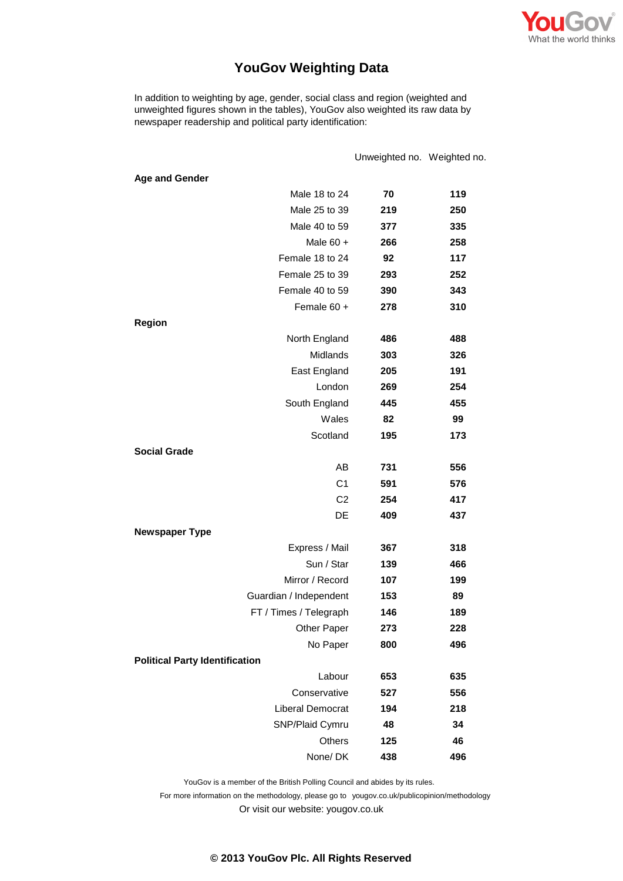# YouGov Weighting Data

In addition to weighting by age, gender, social class and region (weighted and unweighted figures shown in the tables), YouGov also weighted its raw data by newspaper readership and political party identification:

| | Unweighted no. | Weighted no. |
|---|---|---|
| **Age and Gender** | | |
| Male 18 to 24 | **70** | **119** |
| Male 25 to 39 | **219** | **250** |
| Male 40 to 59 | **377** | **335** |
| Male 60 + | **266** | **258** |
| Female 18 to 24 | **92** | **117** |
| Female 25 to 39 | **293** | **252** |
| Female 40 to 59 | **390** | **343** |
| Female 60 + | **278** | **310** |
| **Region** | | |
| North England | **486** | **488** |
| Midlands | **303** | **326** |
| East England | **205** | **191** |
| London | **269** | **254** |
| South England | **445** | **455** |
| Wales | **82** | **99** |
| Scotland | **195** | **173** |
| **Social Grade** | | |
| AB | **731** | **556** |
| C1 | **591** | **576** |
| C2 | **254** | **417** |
| DE | **409** | **437** |
| **Newspaper Type** | | |
| Express / Mail | **367** | **318** |
| Sun / Star | **139** | **466** |
| Mirror / Record | **107** | **199** |
| Guardian / Independent | **153** | **89** |
| FT / Times / Telegraph | **146** | **189** |
| Other Paper | **273** | **228** |
| No Paper | **800** | **496** |
| **Political Party Identification** | | |
| Labour | **653** | **635** |
| Conservative | **527** | **556** |
| Liberal Democrat | **194** | **218** |
| SNP/Plaid Cymru | **48** | **34** |
| Others | **125** | **46** |
| None/ DK | **438** | **496** |

YouGov is a member of the British Polling Council and abides by its rules.

For more information on the methodology, please go to yougov.co.uk/publicopinion/methodology

Or visit our website: yougov.co.uk

**© 2013 YouGov Plc. All Rights Reserved**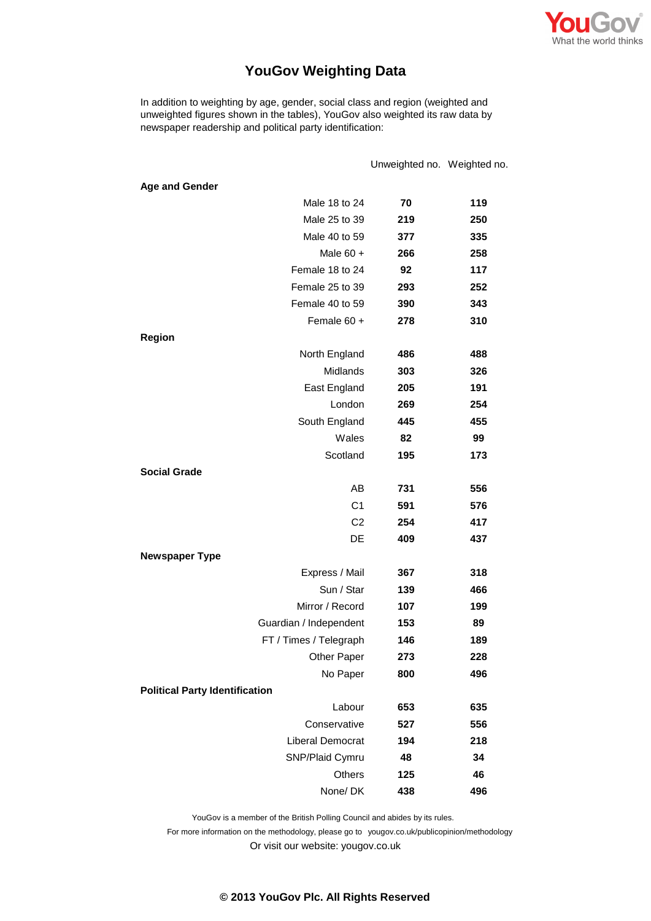# YouGov Weighting Data

In addition to weighting by age, gender, social class and region (weighted and unweighted figures shown in the tables), YouGov also weighted its raw data by newspaper readership and political party identification:

| | Unweighted no. | Weighted no. |
|---|---|---|
| **Age and Gender** | | |
| Male 18 to 24 | **70** | **119** |
| Male 25 to 39 | **219** | **250** |
| Male 40 to 59 | **377** | **335** |
| Male 60 + | **266** | **258** |
| Female 18 to 24 | **92** | **117** |
| Female 25 to 39 | **293** | **252** |
| Female 40 to 59 | **390** | **343** |
| Female 60 + | **278** | **310** |
| **Region** | | |
| North England | **486** | **488** |
| Midlands | **303** | **326** |
| East England | **205** | **191** |
| London | **269** | **254** |
| South England | **445** | **455** |
| Wales | **82** | **99** |
| Scotland | **195** | **173** |
| **Social Grade** | | |
| AB | **731** | **556** |
| C1 | **591** | **576** |
| C2 | **254** | **417** |
| DE | **409** | **437** |
| **Newspaper Type** | | |
| Express / Mail | **367** | **318** |
| Sun / Star | **139** | **466** |
| Mirror / Record | **107** | **199** |
| Guardian / Independent | **153** | **89** |
| FT / Times / Telegraph | **146** | **189** |
| Other Paper | **273** | **228** |
| No Paper | **800** | **496** |
| **Political Party Identification** | | |
| Labour | **653** | **635** |
| Conservative | **527** | **556** |
| Liberal Democrat | **194** | **218** |
| SNP/Plaid Cymru | **48** | **34** |
| Others | **125** | **46** |
| None/ DK | **438** | **496** |

YouGov is a member of the British Polling Council and abides by its rules.

For more information on the methodology, please go to yougov.co.uk/publicopinion/methodology

Or visit our website: yougov.co.uk

**© 2013 YouGov Plc. All Rights Reserved**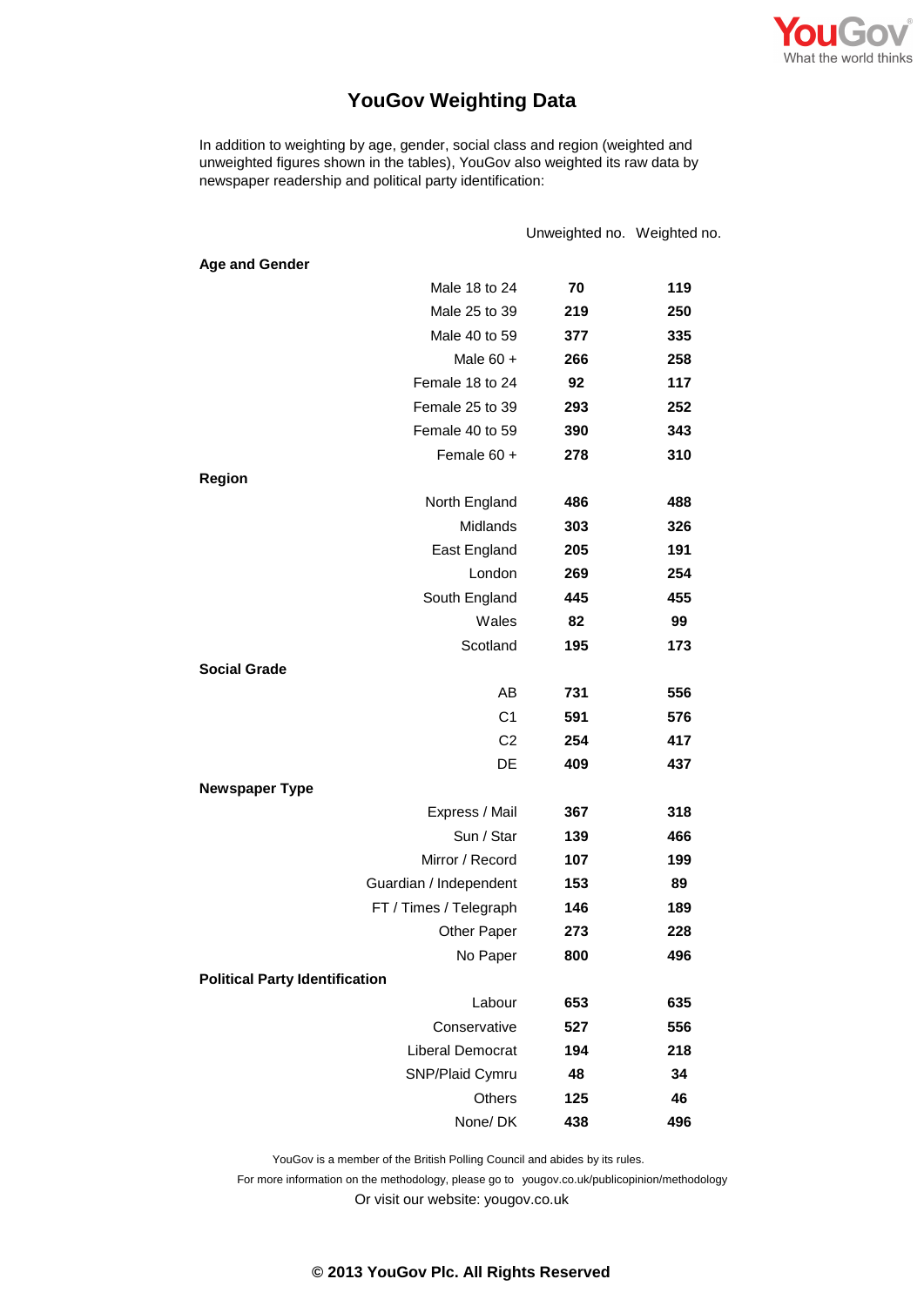YouGov
What the world thinks

# YouGov Weighting Data

In addition to weighting by age, gender, social class and region (weighted and unweighted figures shown in the tables), YouGov also weighted its raw data by newspaper readership and political party identification:

| | | Unweighted no. | Weighted no. |
|---|---|---|---|
| **Age and Gender** | | | |
| | Male 18 to 24 | **70** | **119** |
| | Male 25 to 39 | **219** | **250** |
| | Male 40 to 59 | **377** | **335** |
| | Male 60 + | **266** | **258** |
| | Female 18 to 24 | **92** | **117** |
| | Female 25 to 39 | **293** | **252** |
| | Female 40 to 59 | **390** | **343** |
| | Female 60 + | **278** | **310** |
| **Region** | | | |
| | North England | **486** | **488** |
| | Midlands | **303** | **326** |
| | East England | **205** | **191** |
| | London | **269** | **254** |
| | South England | **445** | **455** |
| | Wales | **82** | **99** |
| | Scotland | **195** | **173** |
| **Social Grade** | | | |
| | AB | **731** | **556** |
| | C1 | **591** | **576** |
| | C2 | **254** | **417** |
| | DE | **409** | **437** |
| **Newspaper Type** | | | |
| | Express / Mail | **367** | **318** |
| | Sun / Star | **139** | **466** |
| | Mirror / Record | **107** | **199** |
| | Guardian / Independent | **153** | **89** |
| | FT / Times / Telegraph | **146** | **189** |
| | Other Paper | **273** | **228** |
| | No Paper | **800** | **496** |
| **Political Party Identification** | | | |
| | Labour | **653** | **635** |
| | Conservative | **527** | **556** |
| | Liberal Democrat | **194** | **218** |
| | SNP/Plaid Cymru | **48** | **34** |
| | Others | **125** | **46** |
| | None/ DK | **438** | **496** |

YouGov is a member of the British Polling Council and abides by its rules.

For more information on the methodology, please go to yougov.co.uk/publicopinion/methodology

Or visit our website: yougov.co.uk

**© 2013 YouGov Plc. All Rights Reserved**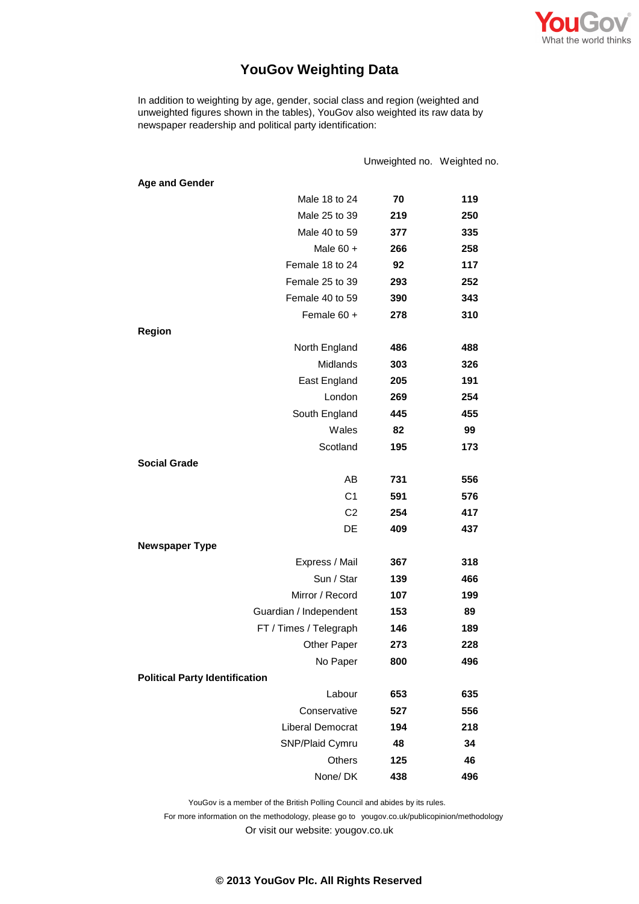# YouGov Weighting Data

In addition to weighting by age, gender, social class and region (weighted and unweighted figures shown in the tables), YouGov also weighted its raw data by newspaper readership and political party identification:

| | | Unweighted no. | Weighted no. |
|---|---|---|---|
| **Age and Gender** | | | |
| | Male 18 to 24 | **70** | **119** |
| | Male 25 to 39 | **219** | **250** |
| | Male 40 to 59 | **377** | **335** |
| | Male 60 + | **266** | **258** |
| | Female 18 to 24 | **92** | **117** |
| | Female 25 to 39 | **293** | **252** |
| | Female 40 to 59 | **390** | **343** |
| | Female 60 + | **278** | **310** |
| **Region** | | | |
| | North England | **486** | **488** |
| | Midlands | **303** | **326** |
| | East England | **205** | **191** |
| | London | **269** | **254** |
| | South England | **445** | **455** |
| | Wales | **82** | **99** |
| | Scotland | **195** | **173** |
| **Social Grade** | | | |
| | AB | **731** | **556** |
| | C1 | **591** | **576** |
| | C2 | **254** | **417** |
| | DE | **409** | **437** |
| **Newspaper Type** | | | |
| | Express / Mail | **367** | **318** |
| | Sun / Star | **139** | **466** |
| | Mirror / Record | **107** | **199** |
| | Guardian / Independent | **153** | **89** |
| | FT / Times / Telegraph | **146** | **189** |
| | Other Paper | **273** | **228** |
| | No Paper | **800** | **496** |
| **Political Party Identification** | | | |
| | Labour | **653** | **635** |
| | Conservative | **527** | **556** |
| | Liberal Democrat | **194** | **218** |
| | SNP/Plaid Cymru | **48** | **34** |
| | Others | **125** | **46** |
| | None/ DK | **438** | **496** |

YouGov is a member of the British Polling Council and abides by its rules.

For more information on the methodology, please go to yougov.co.uk/publicopinion/methodology

Or visit our website: yougov.co.uk

**© 2013 YouGov Plc. All Rights Reserved**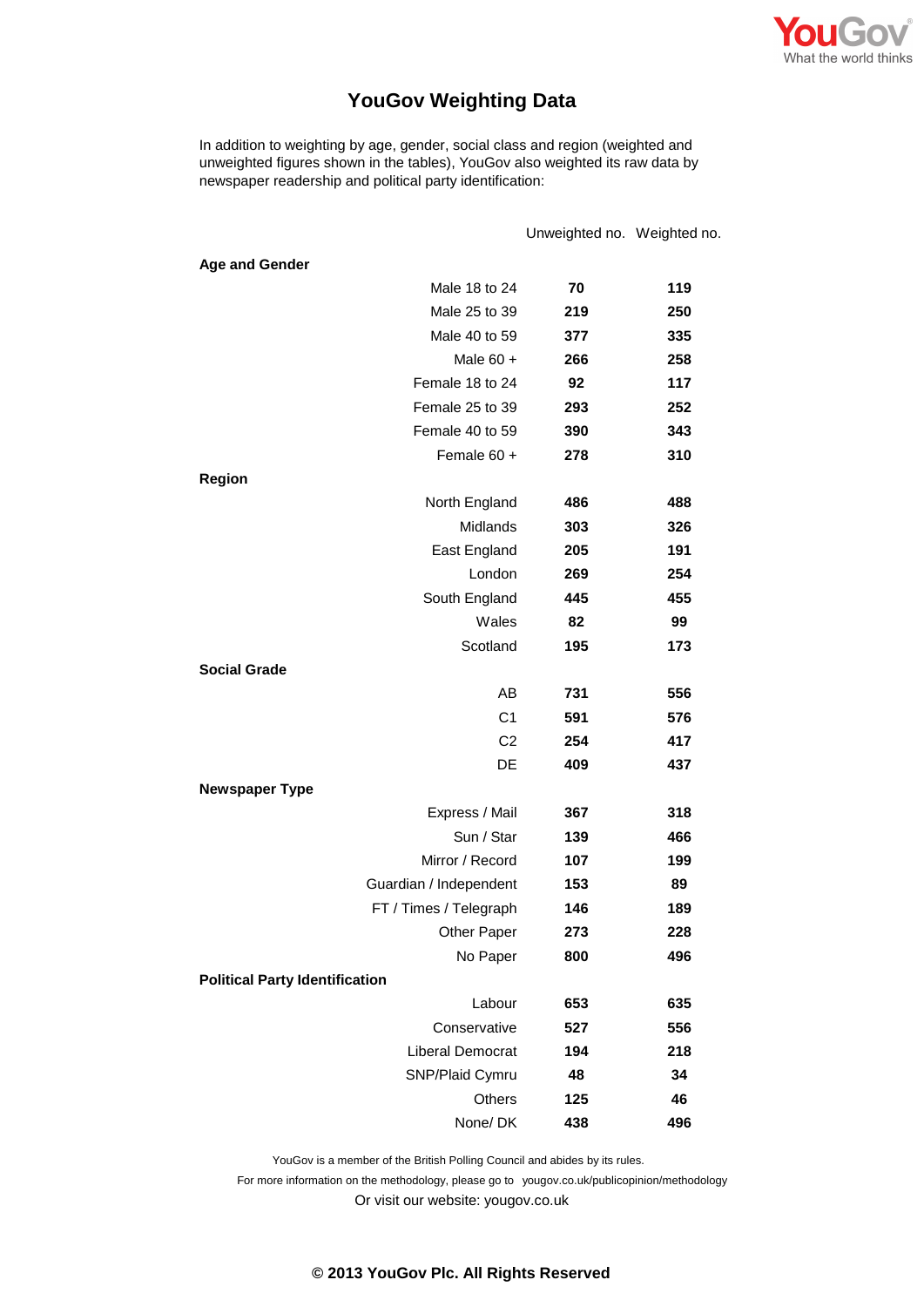# YouGov Weighting Data

In addition to weighting by age, gender, social class and region (weighted and unweighted figures shown in the tables), YouGov also weighted its raw data by newspaper readership and political party identification:

| | | Unweighted no. | Weighted no. |
|---|---|---|---|
| **Age and Gender** | | | |
| | Male 18 to 24 | **70** | **119** |
| | Male 25 to 39 | **219** | **250** |
| | Male 40 to 59 | **377** | **335** |
| | Male 60 + | **266** | **258** |
| | Female 18 to 24 | **92** | **117** |
| | Female 25 to 39 | **293** | **252** |
| | Female 40 to 59 | **390** | **343** |
| | Female 60 + | **278** | **310** |
| **Region** | | | |
| | North England | **486** | **488** |
| | Midlands | **303** | **326** |
| | East England | **205** | **191** |
| | London | **269** | **254** |
| | South England | **445** | **455** |
| | Wales | **82** | **99** |
| | Scotland | **195** | **173** |
| **Social Grade** | | | |
| | AB | **731** | **556** |
| | C1 | **591** | **576** |
| | C2 | **254** | **417** |
| | DE | **409** | **437** |
| **Newspaper Type** | | | |
| | Express / Mail | **367** | **318** |
| | Sun / Star | **139** | **466** |
| | Mirror / Record | **107** | **199** |
| | Guardian / Independent | **153** | **89** |
| | FT / Times / Telegraph | **146** | **189** |
| | Other Paper | **273** | **228** |
| | No Paper | **800** | **496** |
| **Political Party Identification** | | | |
| | Labour | **653** | **635** |
| | Conservative | **527** | **556** |
| | Liberal Democrat | **194** | **218** |
| | SNP/Plaid Cymru | **48** | **34** |
| | Others | **125** | **46** |
| | None/ DK | **438** | **496** |

YouGov is a member of the British Polling Council and abides by its rules.

For more information on the methodology, please go to yougov.co.uk/publicopinion/methodology

Or visit our website: yougov.co.uk

**© 2013 YouGov Plc. All Rights Reserved**